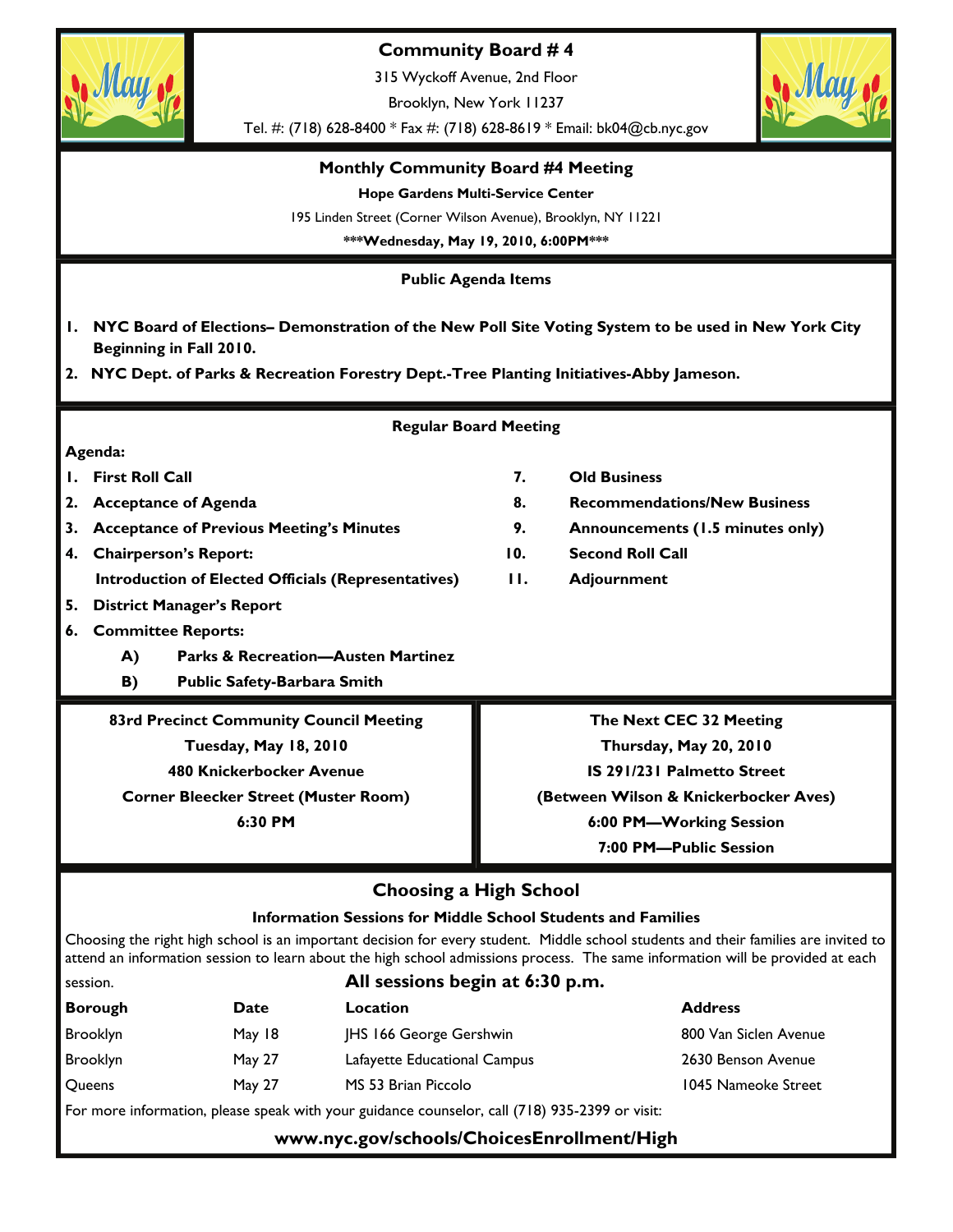# Community Board # 4

315 Wyckoff Avenue, 2nd Floor

Brooklyn, New York 11237

Tel. #: (718) 628-8400 * Fax #: (718) 628-8619 * Email: bk04@cb.nyc.gov

## Monthly Community Board #4 Meeting

**Hope Gardens Multi-Service Center**

195 Linden Street (Corner Wilson Avenue), Brooklyn, NY 11221

*****Wednesday, May 19, 2010, 6:00PM*****

## Public Agenda Items

1. **NYC Board of Elections– Demonstration of the New Poll Site Voting System to be used in New York City Beginning in Fall 2010.**
2. **NYC Dept. of Parks & Recreation Forestry Dept.-Tree Planting Initiatives-Abby Jameson.**

## Regular Board Meeting

**Agenda:**

1. **First Roll Call**
2. **Acceptance of Agenda**
3. **Acceptance of Previous Meeting's Minutes**
4. **Chairperson's Report:**
   **Introduction of Elected Officials (Representatives)**
5. **District Manager's Report**
6. **Committee Reports:**
   - **A) Parks & Recreation—Austen Martinez**
   - **B) Public Safety-Barbara Smith**
7. **Old Business**
8. **Recommendations/New Business**
9. **Announcements (1.5 minutes only)**
10. **Second Roll Call**
11. **Adjournment**

**83rd Precinct Community Council Meeting**

**Tuesday, May 18, 2010**

**480 Knickerbocker Avenue**

**Corner Bleecker Street (Muster Room)**

**6:30 PM**

**The Next CEC 32 Meeting**

**Thursday, May 20, 2010**

**IS 291/231 Palmetto Street**

**(Between Wilson & Knickerbocker Aves)**

**6:00 PM—Working Session**

**7:00 PM—Public Session**

## Choosing a High School

**Information Sessions for Middle School Students and Families**

Choosing the right high school is an important decision for every student. Middle school students and their families are invited to attend an information session to learn about the high school admissions process. The same information will be provided at each session.

**All sessions begin at 6:30 p.m.**

| Borough | Date | Location | Address |
|---|---|---|---|
| Brooklyn | May 18 | JHS 166 George Gershwin | 800 Van Siclen Avenue |
| Brooklyn | May 27 | Lafayette Educational Campus | 2630 Benson Avenue |
| Queens | May 27 | MS 53 Brian Piccolo | 1045 Nameoke Street |

For more information, please speak with your guidance counselor, call (718) 935-2399 or visit:

**www.nyc.gov/schools/ChoicesEnrollment/High**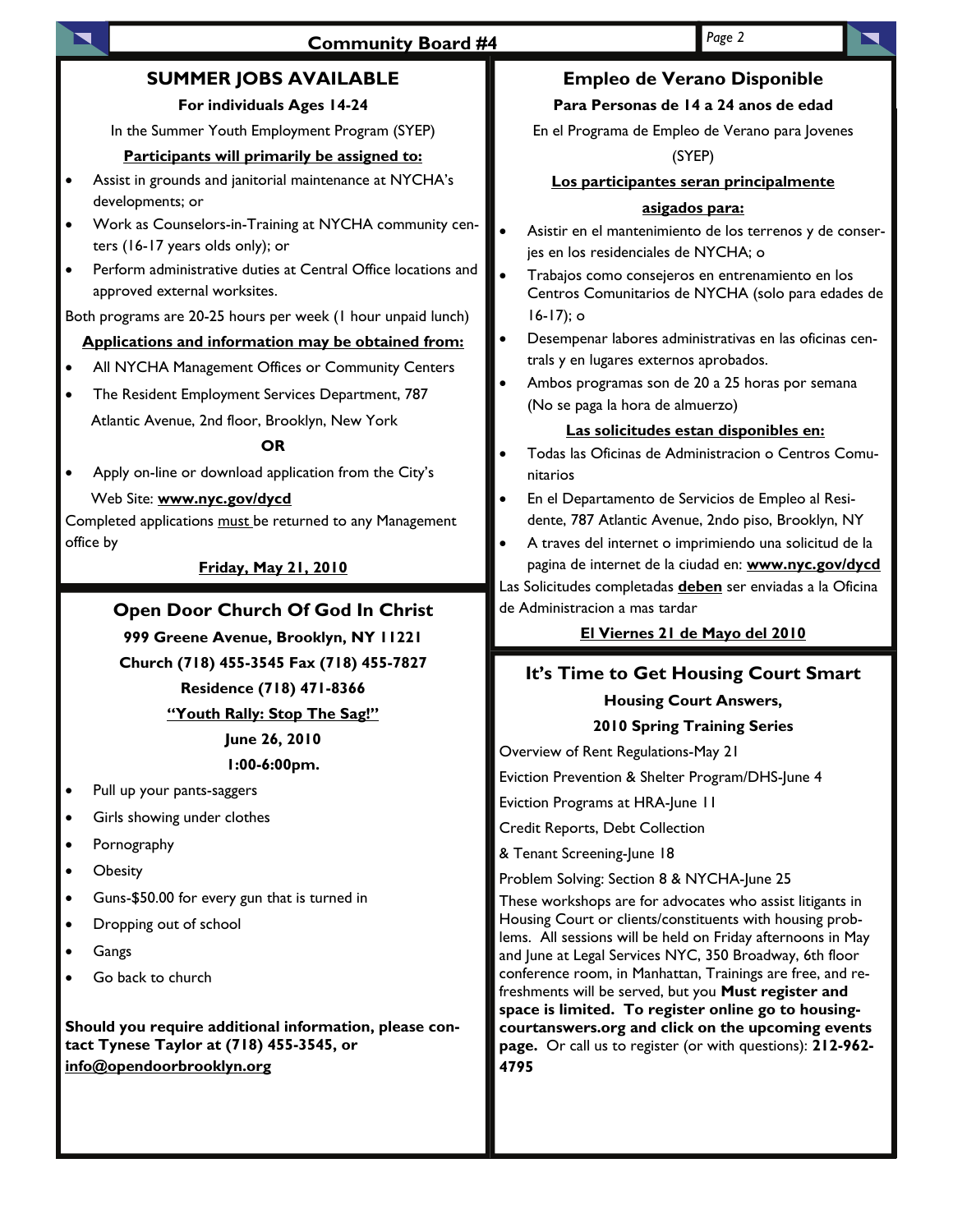## SUMMER JOBS AVAILABLE

**For individuals Ages 14-24**

In the Summer Youth Employment Program (SYEP)

**Participants will primarily be assigned to:**

- Assist in grounds and janitorial maintenance at NYCHA's developments; or
- Work as Counselors-in-Training at NYCHA community centers (16-17 years olds only); or
- Perform administrative duties at Central Office locations and approved external worksites.

Both programs are 20-25 hours per week (1 hour unpaid lunch)

**Applications and information may be obtained from:**

- All NYCHA Management Offices or Community Centers
- The Resident Employment Services Department, 787 Atlantic Avenue, 2nd floor, Brooklyn, New York

**OR**

- Apply on-line or download application from the City's Web Site: **www.nyc.gov/dycd**

Completed applications must be returned to any Management office by

**Friday, May 21, 2010**

## Empleo de Verano Disponible

**Para Personas de 14 a 24 anos de edad**

En el Programa de Empleo de Verano para Jovenes (SYEP)

**Los participantes seran principalmente asigados para:**

- Asistir en el mantenimiento de los terrenos y de conserjes en los residenciales de NYCHA; o
- Trabajos como consejeros en entrenamiento en los Centros Comunitarios de NYCHA (solo para edades de 16-17); o
- Desempenar labores administrativas en las oficinas centrals y en lugares externos aprobados.
- Ambos programas son de 20 a 25 horas por semana (No se paga la hora de almuerzo)

**Las solicitudes estan disponibles en:**

- Todas las Oficinas de Administracion o Centros Comunitarios
- En el Departamento de Servicios de Empleo al Residente, 787 Atlantic Avenue, 2ndo piso, Brooklyn, NY
- A traves del internet o imprimiendo una solicitud de la pagina de internet de la ciudad en: **www.nyc.gov/dycd**

Las Solicitudes completadas **deben** ser enviadas a la Oficina de Administracion a mas tardar

**El Viernes 21 de Mayo del 2010**

## Open Door Church Of God In Christ

**999 Greene Avenue, Brooklyn, NY 11221**

**Church (718) 455-3545 Fax (718) 455-7827**

**Residence (718) 471-8366**

**"Youth Rally: Stop The Sag!"**

**June 26, 2010**

**1:00-6:00pm.**

- Pull up your pants-saggers
- Girls showing under clothes
- Pornography
- Obesity
- Guns-$50.00 for every gun that is turned in
- Dropping out of school
- Gangs
- Go back to church

**Should you require additional information, please contact Tynese Taylor at (718) 455-3545, or info@opendoorbrooklyn.org**

## It's Time to Get Housing Court Smart

**Housing Court Answers,**

**2010 Spring Training Series**

Overview of Rent Regulations-May 21

Eviction Prevention & Shelter Program/DHS-June 4

Eviction Programs at HRA-June 11

Credit Reports, Debt Collection

& Tenant Screening-June 18

Problem Solving: Section 8 & NYCHA-June 25

These workshops are for advocates who assist litigants in Housing Court or clients/constituents with housing problems. All sessions will be held on Friday afternoons in May and June at Legal Services NYC, 350 Broadway, 6th floor conference room, in Manhattan, Trainings are free, and refreshments will be served, but you **Must register and space is limited. To register online go to housingcourtanswers.org and click on the upcoming events page.** Or call us to register (or with questions): **212-962-4795**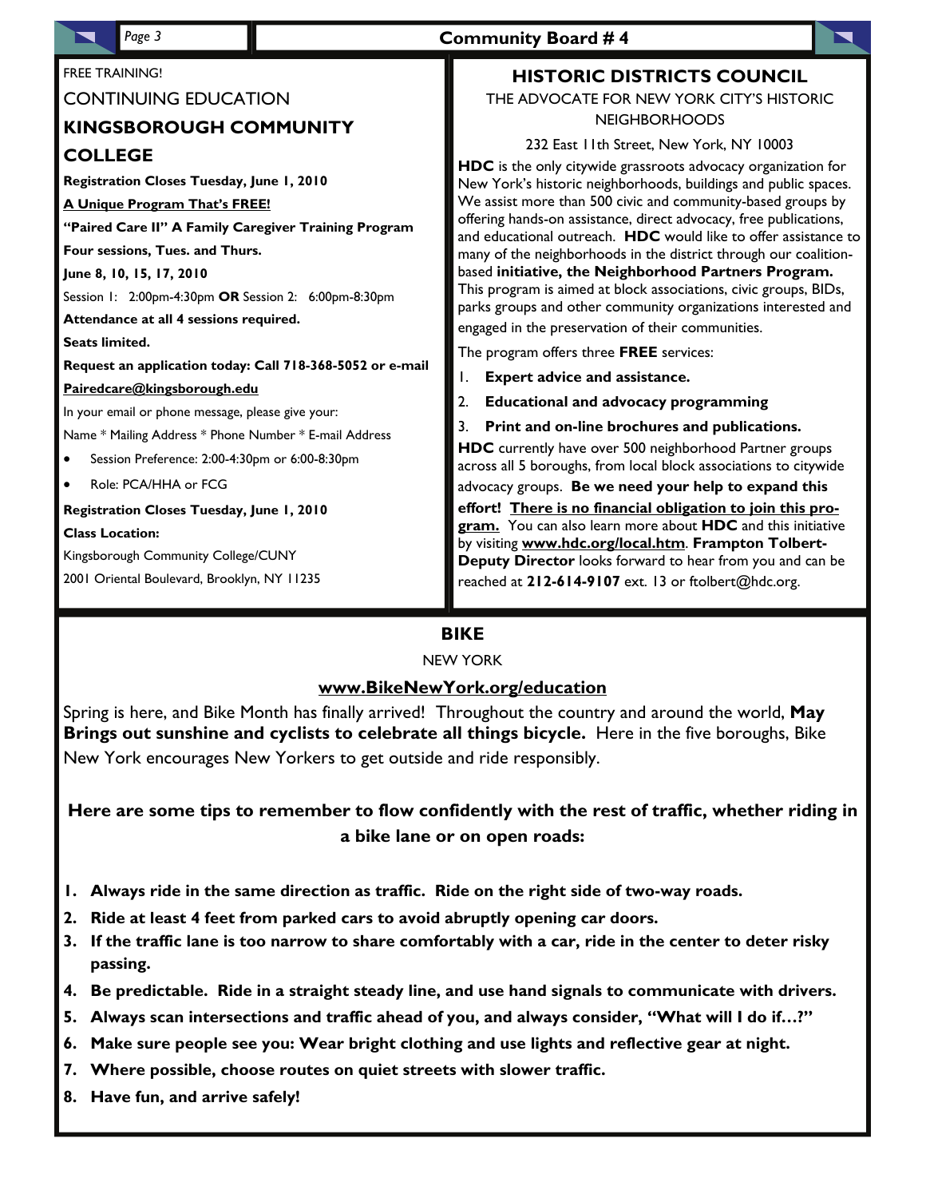FREE TRAINING!

## CONTINUING EDUCATION

## KINGSBOROUGH COMMUNITY COLLEGE

**Registration Closes Tuesday, June 1, 2010**

**A Unique Program That's FREE!**

**"Paired Care II" A Family Caregiver Training Program**

**Four sessions, Tues. and Thurs.**

**June 8, 10, 15, 17, 2010**

Session 1: 2:00pm-4:30pm **OR** Session 2: 6:00pm-8:30pm

**Attendance at all 4 sessions required.**

**Seats limited.**

**Request an application today: Call 718-368-5052 or e-mail Pairedcare@kingsborough.edu**

In your email or phone message, please give your:

Name * Mailing Address * Phone Number * E-mail Address

- Session Preference: 2:00-4:30pm or 6:00-8:30pm
- Role: PCA/HHA or FCG

**Registration Closes Tuesday, June 1, 2010**

**Class Location:**

Kingsborough Community College/CUNY

2001 Oriental Boulevard, Brooklyn, NY 11235

## HISTORIC DISTRICTS COUNCIL

THE ADVOCATE FOR NEW YORK CITY'S HISTORIC NEIGHBORHOODS

232 East 11th Street, New York, NY 10003

**HDC** is the only citywide grassroots advocacy organization for New York's historic neighborhoods, buildings and public spaces. We assist more than 500 civic and community-based groups by offering hands-on assistance, direct advocacy, free publications, and educational outreach. **HDC** would like to offer assistance to many of the neighborhoods in the district through our coalition-based **initiative, the Neighborhood Partners Program.** This program is aimed at block associations, civic groups, BIDs, parks groups and other community organizations interested and engaged in the preservation of their communities.

The program offers three **FREE** services:

1. **Expert advice and assistance.**
2. **Educational and advocacy programming**
3. **Print and on-line brochures and publications.**

**HDC** currently have over 500 neighborhood Partner groups across all 5 boroughs, from local block associations to citywide advocacy groups. **Be we need your help to expand this effort!** **There is no financial obligation to join this program.** You can also learn more about **HDC** and this initiative by visiting **www.hdc.org/local.htm**. **Frampton Tolbert-Deputy Director** looks forward to hear from you and can be reached at **212-614-9107** ext. 13 or ftolbert@hdc.org.

## BIKE

NEW YORK

**www.BikeNewYork.org/education**

Spring is here, and Bike Month has finally arrived! Throughout the country and around the world, **May Brings out sunshine and cyclists to celebrate all things bicycle.** Here in the five boroughs, Bike New York encourages New Yorkers to get outside and ride responsibly.

**Here are some tips to remember to flow confidently with the rest of traffic, whether riding in a bike lane or on open roads:**

1. **Always ride in the same direction as traffic. Ride on the right side of two-way roads.**
2. **Ride at least 4 feet from parked cars to avoid abruptly opening car doors.**
3. **If the traffic lane is too narrow to share comfortably with a car, ride in the center to deter risky passing.**
4. **Be predictable. Ride in a straight steady line, and use hand signals to communicate with drivers.**
5. **Always scan intersections and traffic ahead of you, and always consider, "What will I do if…?"**
6. **Make sure people see you: Wear bright clothing and use lights and reflective gear at night.**
7. **Where possible, choose routes on quiet streets with slower traffic.**
8. **Have fun, and arrive safely!**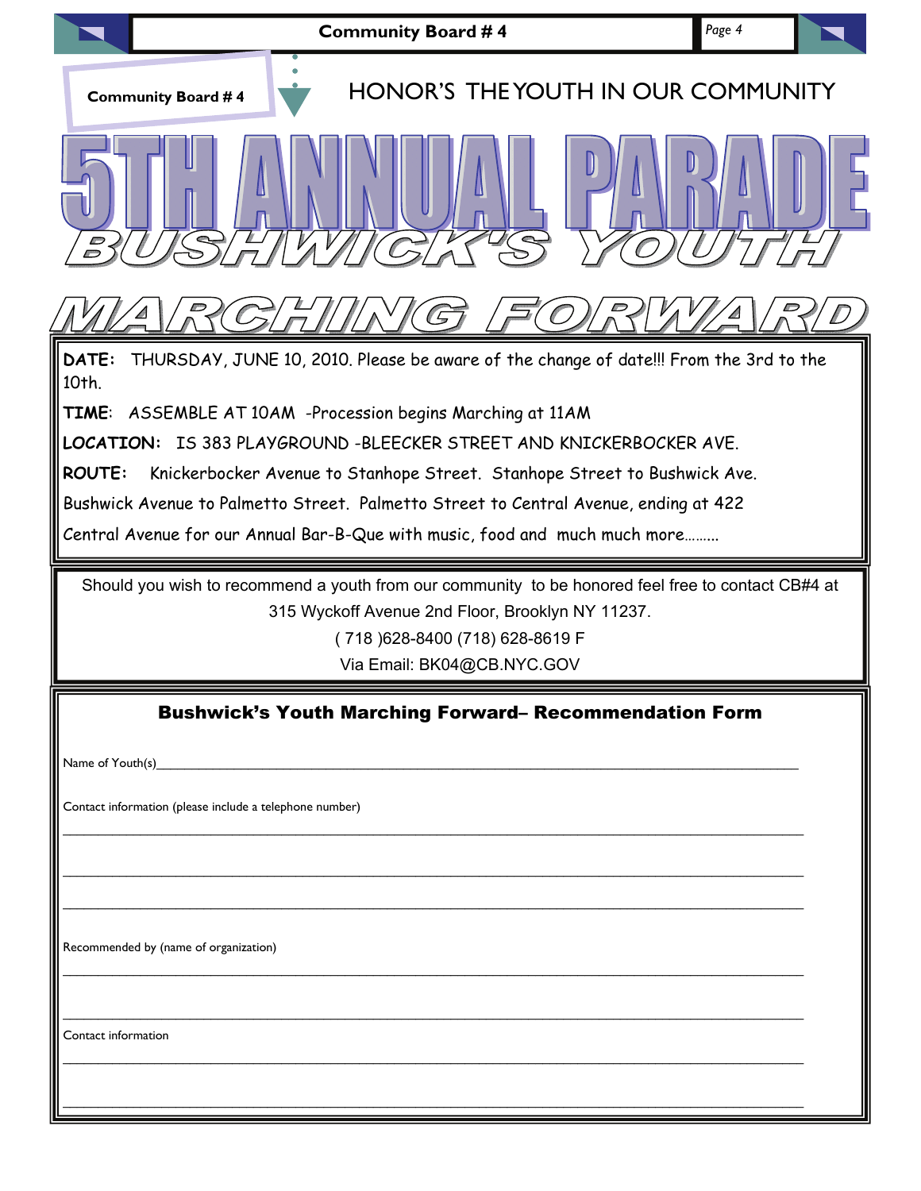**Community Board # 4**

HONOR'S THE YOUTH IN OUR COMMUNITY

# 5TH ANNUAL PARADE

## BUSHWICK'S YOUTH

## MARCHING FORWARD

**DATE:** THURSDAY, JUNE 10, 2010. Please be aware of the change of date!!! From the 3rd to the 10th.

**TIME**: ASSEMBLE AT 10AM -Procession begins Marching at 11AM

**LOCATION:** IS 383 PLAYGROUND -BLEECKER STREET AND KNICKERBOCKER AVE.

**ROUTE:** Knickerbocker Avenue to Stanhope Street. Stanhope Street to Bushwick Ave. Bushwick Avenue to Palmetto Street. Palmetto Street to Central Avenue, ending at 422 Central Avenue for our Annual Bar-B-Que with music, food and much much more………

Should you wish to recommend a youth from our community to be honored feel free to contact CB#4 at 315 Wyckoff Avenue 2nd Floor, Brooklyn NY 11237.

( 718 )628-8400 (718) 628-8619 F

Via Email: BK04@CB.NYC.GOV

### Bushwick's Youth Marching Forward– Recommendation Form

Name of Youth(s)______________________________________________________________________________

Contact information (please include a telephone number)

______________________________________________________________________________

______________________________________________________________________________

______________________________________________________________________________

Recommended by (name of organization)

______________________________________________________________________________

______________________________________________________________________________

Contact information

______________________________________________________________________________

______________________________________________________________________________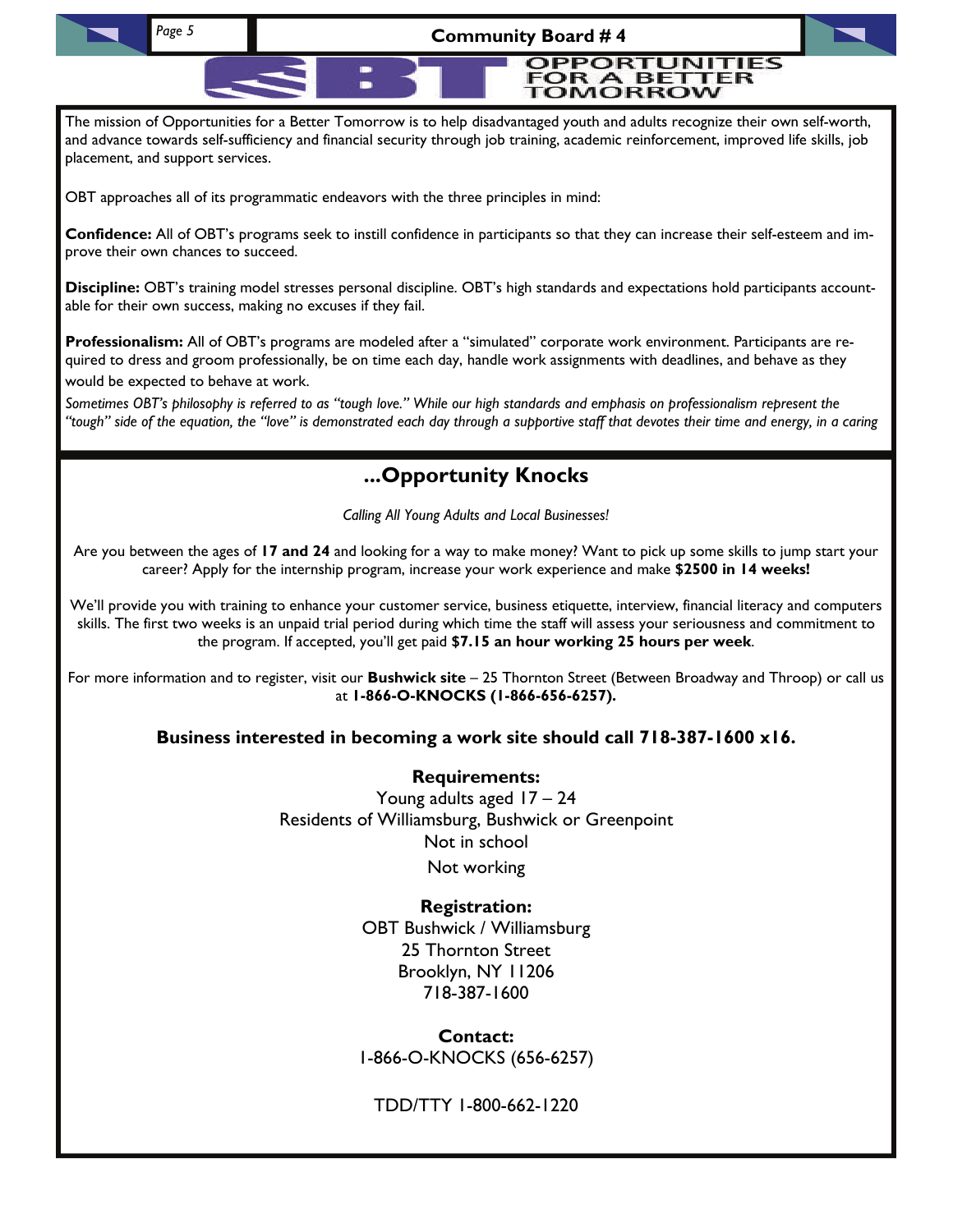OPPORTUNITIES FOR A BETTER TOMORROW

The mission of Opportunities for a Better Tomorrow is to help disadvantaged youth and adults recognize their own self-worth, and advance towards self-sufficiency and financial security through job training, academic reinforcement, improved life skills, job placement, and support services.

OBT approaches all of its programmatic endeavors with the three principles in mind:

**Confidence:** All of OBT's programs seek to instill confidence in participants so that they can increase their self-esteem and improve their own chances to succeed.

**Discipline:** OBT's training model stresses personal discipline. OBT's high standards and expectations hold participants accountable for their own success, making no excuses if they fail.

**Professionalism:** All of OBT's programs are modeled after a "simulated" corporate work environment. Participants are required to dress and groom professionally, be on time each day, handle work assignments with deadlines, and behave as they would be expected to behave at work.

*Sometimes OBT's philosophy is referred to as "tough love." While our high standards and emphasis on professionalism represent the "tough" side of the equation, the "love" is demonstrated each day through a supportive staff that devotes their time and energy, in a caring*

## ...Opportunity Knocks

*Calling All Young Adults and Local Businesses!*

Are you between the ages of **17 and 24** and looking for a way to make money? Want to pick up some skills to jump start your career? Apply for the internship program, increase your work experience and make **$2500 in 14 weeks!**

We'll provide you with training to enhance your customer service, business etiquette, interview, financial literacy and computers skills. The first two weeks is an unpaid trial period during which time the staff will assess your seriousness and commitment to the program. If accepted, you'll get paid **$7.15 an hour working 25 hours per week**.

For more information and to register, visit our **Bushwick site** – 25 Thornton Street (Between Broadway and Throop) or call us at **1-866-O-KNOCKS (1-866-656-6257).**

**Business interested in becoming a work site should call 718-387-1600 x16.**

**Requirements:**
Young adults aged 17 – 24
Residents of Williamsburg, Bushwick or Greenpoint
Not in school
Not working

**Registration:**
OBT Bushwick / Williamsburg
25 Thornton Street
Brooklyn, NY 11206
718-387-1600

**Contact:**
1-866-O-KNOCKS (656-6257)

TDD/TTY 1-800-662-1220